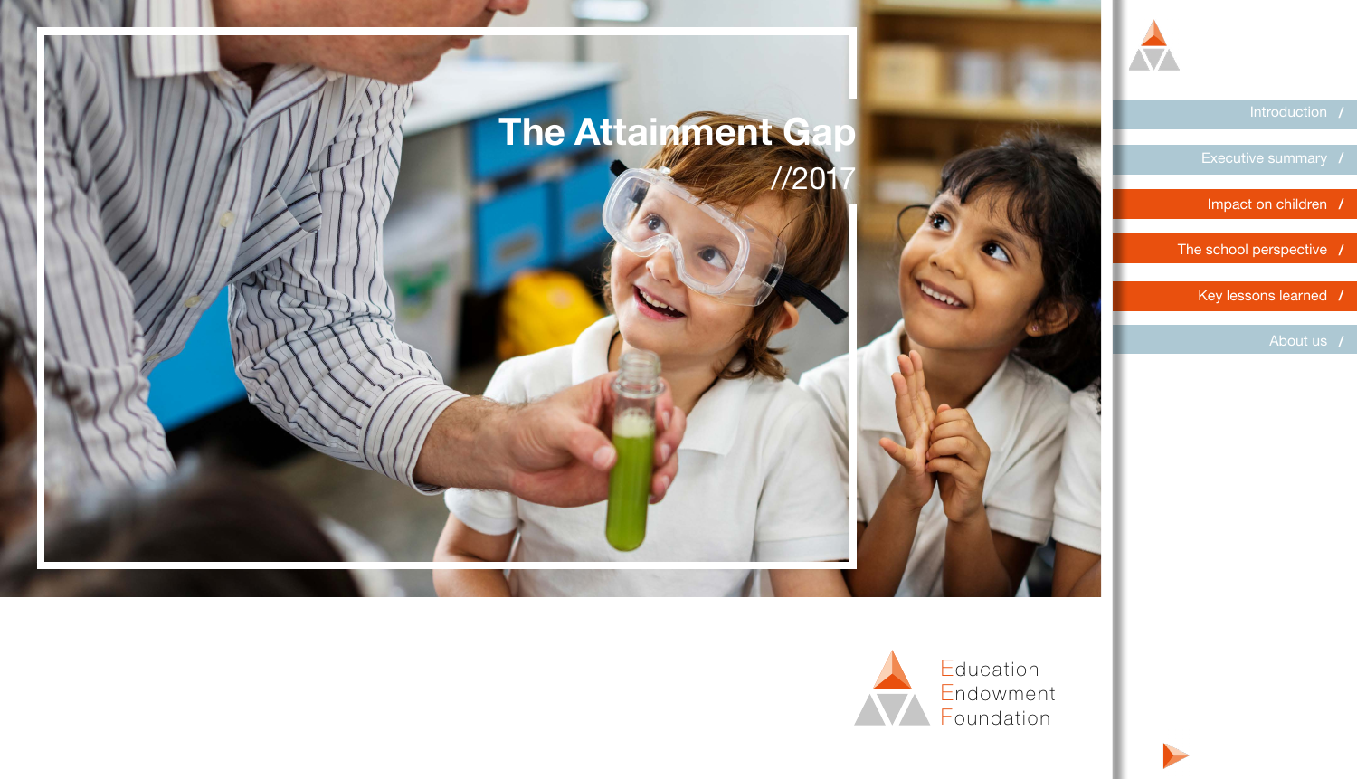# The Attainment Gap

//2017

- Introduction /
- Executive summary /
- Impact on children /
- The school perspective /
- Key lessons learned /
- About us /

Education
Endowment
Foundation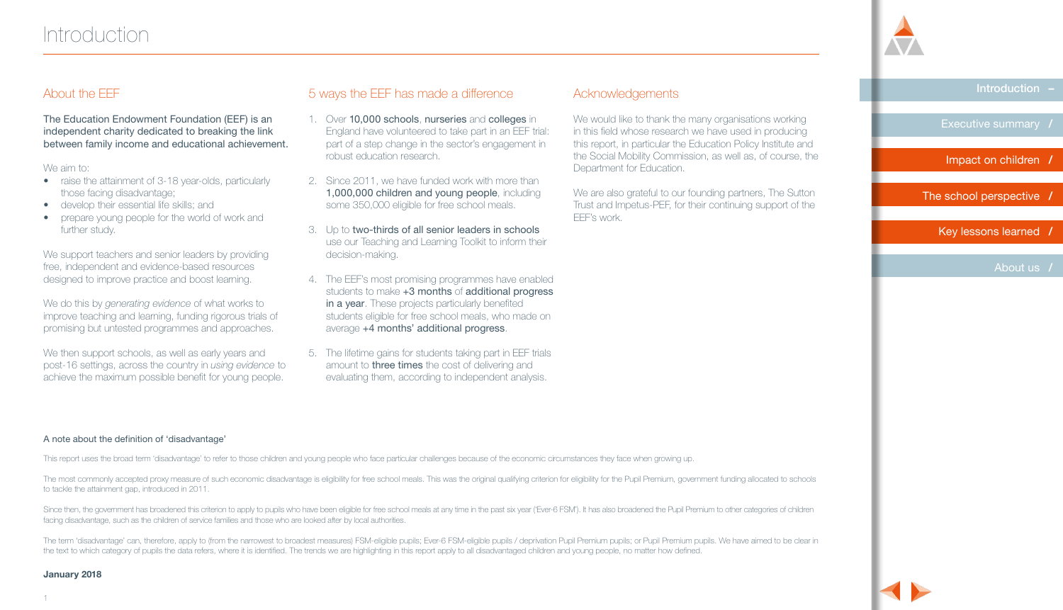# Introduction

## About the EEF

The Education Endowment Foundation (EEF) is an independent charity dedicated to breaking the link between family income and educational achievement.

We aim to:

- raise the attainment of 3-18 year-olds, particularly those facing disadvantage;
- develop their essential life skills; and
- prepare young people for the world of work and further study.

We support teachers and senior leaders by providing free, independent and evidence-based resources designed to improve practice and boost learning.

We do this by *generating evidence* of what works to improve teaching and learning, funding rigorous trials of promising but untested programmes and approaches.

We then support schools, as well as early years and post-16 settings, across the country in *using evidence* to achieve the maximum possible benefit for young people.

## 5 ways the EEF has made a difference

1. Over 10,000 schools, nurseries and colleges in England have volunteered to take part in an EEF trial: part of a step change in the sector's engagement in robust education research.
2. Since 2011, we have funded work with more than 1,000,000 children and young people, including some 350,000 eligible for free school meals.
3. Up to two-thirds of all senior leaders in schools use our Teaching and Learning Toolkit to inform their decision-making.
4. The EEF's most promising programmes have enabled students to make +3 months of additional progress in a year. These projects particularly benefited students eligible for free school meals, who made on average +4 months' additional progress.
5. The lifetime gains for students taking part in EEF trials amount to three times the cost of delivering and evaluating them, according to independent analysis.

## Acknowledgements

We would like to thank the many organisations working in this field whose research we have used in producing this report, in particular the Education Policy Institute and the Social Mobility Commission, as well as, of course, the Department for Education.

We are also grateful to our founding partners, The Sutton Trust and Impetus-PEF, for their continuing support of the EEF's work.

### A note about the definition of 'disadvantage'

This report uses the broad term 'disadvantage' to refer to those children and young people who face particular challenges because of the economic circumstances they face when growing up.

The most commonly accepted proxy measure of such economic disadvantage is eligibility for free school meals. This was the original qualifying criterion for eligibility for the Pupil Premium, government funding allocated to schools to tackle the attainment gap, introduced in 2011.

Since then, the government has broadened this criterion to apply to pupils who have been eligible for free school meals at any time in the past six year ('Ever-6 FSM'). It has also broadened the Pupil Premium to other categories of children facing disadvantage, such as the children of service families and those who are looked after by local authorities.

The term 'disadvantage' can, therefore, apply to (from the narrowest to broadest measures) FSM-eligible pupils; Ever-6 FSM-eligible pupils / deprivation Pupil Premium pupils; or Pupil Premium pupils. We have aimed to be clear in the text to which category of pupils the data refers, where it is identified. The trends we are highlighting in this report apply to all disadvantaged children and young people, no matter how defined.

**January 2018**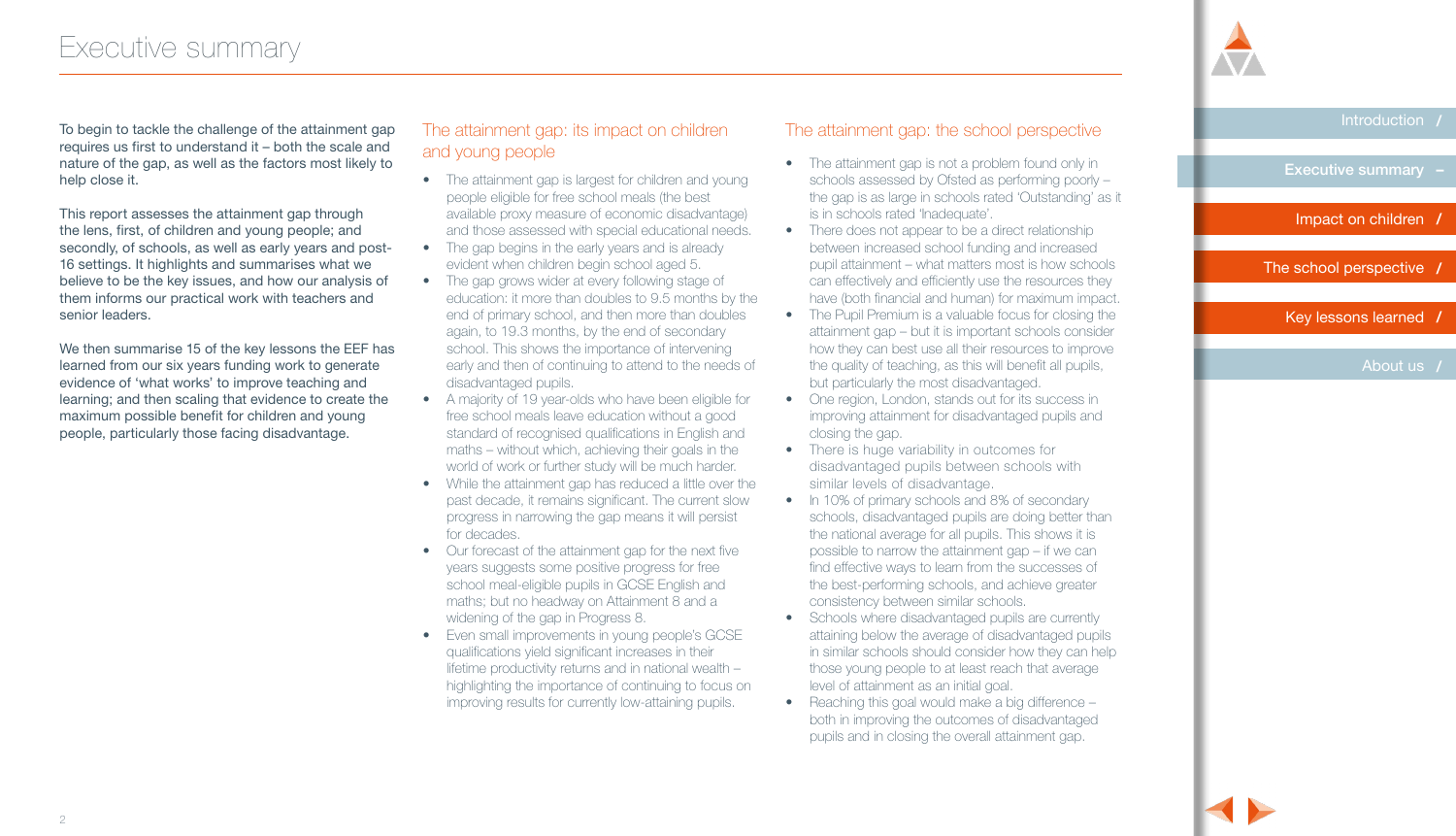# Executive summary

To begin to tackle the challenge of the attainment gap requires us first to understand it – both the scale and nature of the gap, as well as the factors most likely to help close it.

This report assesses the attainment gap through the lens, first, of children and young people; and secondly, of schools, as well as early years and post-16 settings. It highlights and summarises what we believe to be the key issues, and how our analysis of them informs our practical work with teachers and senior leaders.

We then summarise 15 of the key lessons the EEF has learned from our six years funding work to generate evidence of 'what works' to improve teaching and learning; and then scaling that evidence to create the maximum possible benefit for children and young people, particularly those facing disadvantage.

## The attainment gap: its impact on children and young people

- The attainment gap is largest for children and young people eligible for free school meals (the best available proxy measure of economic disadvantage) and those assessed with special educational needs.
- The gap begins in the early years and is already evident when children begin school aged 5.
- The gap grows wider at every following stage of education: it more than doubles to 9.5 months by the end of primary school, and then more than doubles again, to 19.3 months, by the end of secondary school. This shows the importance of intervening early and then of continuing to attend to the needs of disadvantaged pupils.
- A majority of 19 year-olds who have been eligible for free school meals leave education without a good standard of recognised qualifications in English and maths – without which, achieving their goals in the world of work or further study will be much harder.
- While the attainment gap has reduced a little over the past decade, it remains significant. The current slow progress in narrowing the gap means it will persist for decades.
- Our forecast of the attainment gap for the next five years suggests some positive progress for free school meal-eligible pupils in GCSE English and maths; but no headway on Attainment 8 and a widening of the gap in Progress 8.
- Even small improvements in young people's GCSE qualifications yield significant increases in their lifetime productivity returns and in national wealth – highlighting the importance of continuing to focus on improving results for currently low-attaining pupils.

## The attainment gap: the school perspective

- The attainment gap is not a problem found only in schools assessed by Ofsted as performing poorly – the gap is as large in schools rated 'Outstanding' as it is in schools rated 'Inadequate'.
- There does not appear to be a direct relationship between increased school funding and increased pupil attainment – what matters most is how schools can effectively and efficiently use the resources they have (both financial and human) for maximum impact.
- The Pupil Premium is a valuable focus for closing the attainment gap – but it is important schools consider how they can best use all their resources to improve the quality of teaching, as this will benefit all pupils, but particularly the most disadvantaged.
- One region, London, stands out for its success in improving attainment for disadvantaged pupils and closing the gap.
- There is huge variability in outcomes for disadvantaged pupils between schools with similar levels of disadvantage.
- In 10% of primary schools and 8% of secondary schools, disadvantaged pupils are doing better than the national average for all pupils. This shows it is possible to narrow the attainment gap – if we can find effective ways to learn from the successes of the best-performing schools, and achieve greater consistency between similar schools.
- Schools where disadvantaged pupils are currently attaining below the average of disadvantaged pupils in similar schools should consider how they can help those young people to at least reach that average level of attainment as an initial goal.
- Reaching this goal would make a big difference – both in improving the outcomes of disadvantaged pupils and in closing the overall attainment gap.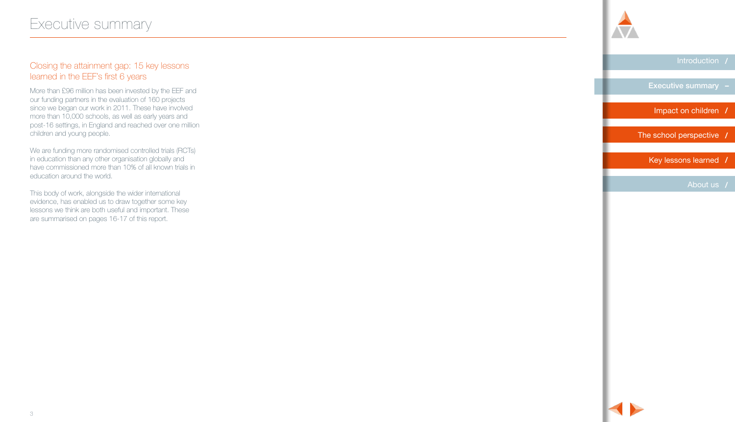# Executive summary

## Closing the attainment gap: 15 key lessons learned in the EEF's first 6 years

More than £96 million has been invested by the EEF and our funding partners in the evaluation of 160 projects since we began our work in 2011. These have involved more than 10,000 schools, as well as early years and post-16 settings, in England and reached over one million children and young people.

We are funding more randomised controlled trials (RCTs) in education than any other organisation globally and have commissioned more than 10% of all known trials in education around the world.

This body of work, alongside the wider international evidence, has enabled us to draw together some key lessons we think are both useful and important. These are summarised on pages 16-17 of this report.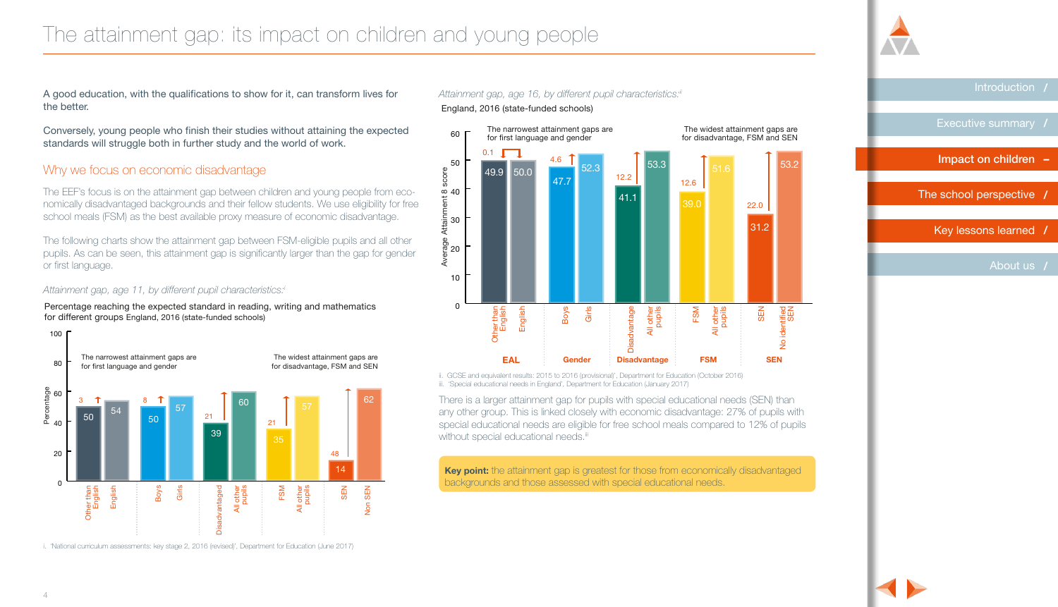# The attainment gap: its impact on children and young people

A good education, with the qualifications to show for it, can transform lives for the better.

Conversely, young people who finish their studies without attaining the expected standards will struggle both in further study and the world of work.

## Why we focus on economic disadvantage

The EEF's focus is on the attainment gap between children and young people from economically disadvantaged backgrounds and their fellow students. We use eligibility for free school meals (FSM) as the best available proxy measure of economic disadvantage.

The following charts show the attainment gap between FSM-eligible pupils and all other pupils. As can be seen, this attainment gap is significantly larger than the gap for gender or first language.

*Attainment gap, age 11, by different pupil characteristics:*[i]

Percentage reaching the expected standard in reading, writing and mathematics for different groups England, 2016 (state-funded schools)

The narrowest attainment gaps are for first language and gender. The widest attainment gaps are for disadvantage, FSM and SEN.

| Characteristic | Group | Percentage | Gap |
|---|---|---|---|
| EAL | Other than English | 50 | 3 |
| | English | 54 | |
| Gender | Boys | 50 | 8 |
| | Girls | 57 | |
| Disadvantage | Disadvantaged | 39 | 21 |
| | All other pupils | 60 | |
| FSM | FSM | 35 | 21 |
| | All other pupils | 57 | |
| SEN | SEN | 14 | 48 |
| | Non SEN | 62 | |

i. 'National curriculum assessments: key stage 2, 2016 (revised)', Department for Education (June 2017)

*Attainment gap, age 16, by different pupil characteristics:*[ii]

England, 2016 (state-funded schools)

The narrowest attainment gaps are for first language and gender. The widest attainment gaps are for disadvantage, FSM and SEN.

| Characteristic | Group | Average Attainment 8 score | Gap |
|---|---|---|---|
| EAL | Other than English | 49.9 | 0.1 |
| | English | 50.0 | |
| Gender | Boys | 47.7 | 4.6 |
| | Girls | 52.3 | |
| Disadvantage | Disadvantage | 41.1 | 12.2 |
| | All other pupils | 53.3 | |
| FSM | FSM | 39.0 | 12.6 |
| | All other pupils | 51.6 | |
| SEN | SEN | 31.2 | 22.0 |
| | No identified SEN | 53.2 | |

i. GCSE and equivalent results: 2015 to 2016 (provisional)', Department for Education (October 2016)
ii. 'Special educational needs in England', Department for Education (January 2017)

There is a larger attainment gap for pupils with special educational needs (SEN) than any other group. This is linked closely with economic disadvantage: 27% of pupils with special educational needs are eligible for free school meals compared to 12% of pupils without special educational needs.[ii]

**Key point:** the attainment gap is greatest for those from economically disadvantaged backgrounds and those assessed with special educational needs.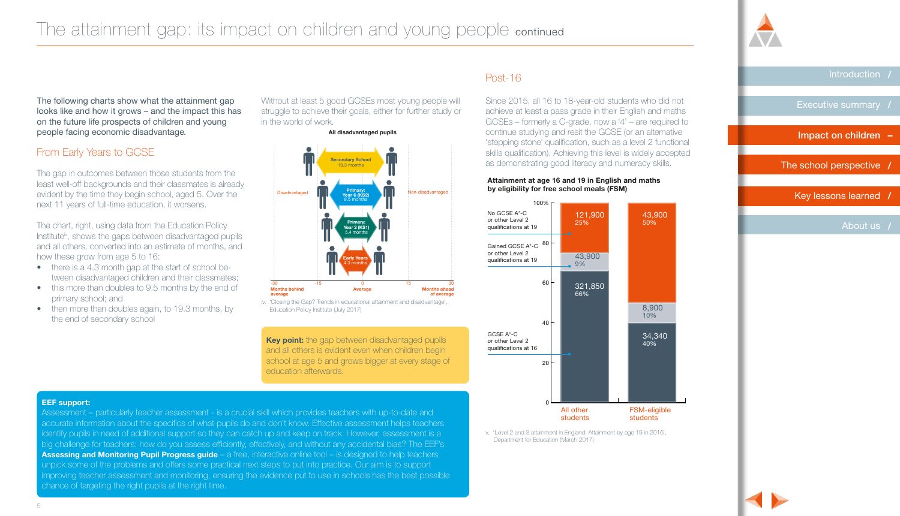# The attainment gap: its impact on children and young people continued

The following charts show what the attainment gap looks like and how it grows – and the impact this has on the future life prospects of children and young people facing economic disadvantage.

## From Early Years to GCSE

The gap in outcomes between those students from the least well-off backgrounds and their classmates is already evident by the time they begin school, aged 5. Over the next 11 years of full-time education, it worsens.

The chart, right, using data from the Education Policy Institute[iv], shows the gaps between disadvantaged pupils and all others, converted into an estimate of months, and how these grow from age 5 to 16:

- there is a 4.3 month gap at the start of school between disadvantaged children and their classmates;
- this more than doubles to 9.5 months by the end of primary school; and
- then more than doubles again, to 19.3 months, by the end of secondary school

Without at least 5 good GCSEs most young people will struggle to achieve their goals, either for further study or in the world of work.

**All disadvantaged pupils**

| Stage | Gap |
|---|---|
| Secondary School | 19.3 months |
| Primary: Year 6 (KS2) | 9.5 months |
| Primary: Year 2 (KS1) | 5.4 months |
| Early Years | 4.3 months |

Disadvantaged / Non-disadvantaged

-30, -15, 0, 15, 30 — Months behind average / Average / Months ahead of average

iv. 'Closing the Gap? Trends in educational attainment and disadvantage', Education Policy Institute (July 2017)

**Key point:** the gap between disadvantaged pupils and all others is evident even when children begin school at age 5 and grows bigger at every stage of education afterwards.

## Post-16

Since 2015, all 16 to 18-year-old students who did not achieve at least a pass grade in their English and maths GCSEs – formerly a C-grade, now a '4' – are required to continue studying and resit the GCSE (or an alternative 'stepping stone' qualification, such as a level 2 functional skills qualification). Achieving this level is widely accepted as demonstrating good literacy and numeracy skills.

**Attainment at age 16 and 19 in English and maths by eligibility for free school meals (FSM)**

| | All other students | FSM-eligible students |
|---|---|---|
| No GCSE A*-C or other Level 2 qualifications at 19 | 121,900 (25%) | 43,900 (50%) |
| Gained GCSE A*-C or other Level 2 qualifications at 19 | 43,900 (9%) | 8,900 (10%) |
| GCSE A*-C or other Level 2 qualifications at 16 | 321,850 (66%) | 34,340 (40%) |

v. 'Level 2 and 3 attainment in England: Attainment by age 19 in 2016', Department for Education (March 2017)

**EEF support:**
Assessment – particularly teacher assessment - is a crucial skill which provides teachers with up-to-date and accurate information about the specifics of what pupils do and don't know. Effective assessment helps teachers identify pupils in need of additional support so they can catch up and keep on track. However, assessment is a big challenge for teachers: how do you assess efficiently, effectively, and without any accidental bias? The EEF's **Assessing and Monitoring Pupil Progress guide** – a free, interactive online tool – is designed to help teachers unpick some of the problems and offers some practical next steps to put into practice. Our aim is to support improving teacher assessment and monitoring, ensuring the evidence put to use in schools has the best possible chance of targeting the right pupils at the right time.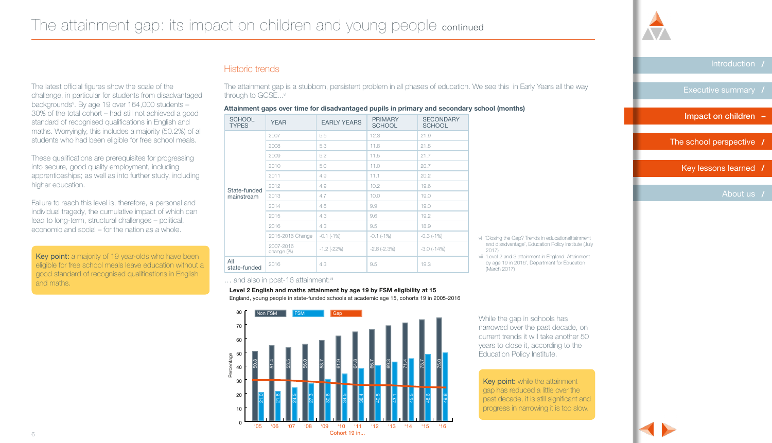# The attainment gap: its impact on children and young people continued

The latest official figures show the scale of the challenge, in particular for students from disadvantaged backgrounds[v]. By age 19 over 164,000 students – 30% of the total cohort – had still not achieved a good standard of recognised qualifications in English and maths. Worryingly, this includes a majority (50.2%) of all students who had been eligible for free school meals.

These qualifications are prerequisites for progressing into secure, good quality employment, including apprenticeships; as well as into further study, including higher education.

Failure to reach this level is, therefore, a personal and individual tragedy, the cumulative impact of which can lead to long-term, structural challenges – political, economic and social – for the nation as a whole.

**Key point:** a majority of 19 year-olds who have been eligible for free school meals leave education without a good standard of recognised qualifications in English and maths.

## Historic trends

The attainment gap is a stubborn, persistent problem in all phases of education. We see this in Early Years all the way through to GCSE...[vi]

**Attainment gaps over time for disadvantaged pupils in primary and secondary school (months)**

| SCHOOL TYPES | YEAR | EARLY YEARS | PRIMARY SCHOOL | SECONDARY SCHOOL |
|---|---|---|---|---|
| State-funded mainstream | 2007 | 5.5 | 12.3 | 21.9 |
| | 2008 | 5.3 | 11.8 | 21.8 |
| | 2009 | 5.2 | 11.5 | 21.7 |
| | 2010 | 5.0 | 11.0 | 20.7 |
| | 2011 | 4.9 | 11.1 | 20.2 |
| | 2012 | 4.9 | 10.2 | 19.6 |
| | 2013 | 4.7 | 10.0 | 19.0 |
| | 2014 | 4.6 | 9.9 | 19.0 |
| | 2015 | 4.3 | 9.6 | 19.2 |
| | 2016 | 4.3 | 9.5 | 18.9 |
| | 2015-2016 Change | -0.1 (-1%) | -0.1 (-1%) | -0.3 (-1%) |
| | 2007-2016 change (%) | -1.2 (-22%) | -2.8 (-2.3%) | -3.0 (-14%) |
| All state-funded | 2016 | 4.3 | 9.5 | 19.3 |

… and also in post-16 attainment:[vii]

**Level 2 English and maths attainment by age 19 by FSM eligibility at 15**

England, young people in state-funded schools at academic age 15, cohorts 19 in 2005-2016

| Cohort 19 in... | Non FSM | FSM |
|---|---|---|
| '05 | 50.8 | 21.0 |
| '06 | 51.4 | 21.8 |
| '07 | 53.5 | 24.5 |
| '08 | 56.0 | 27.3 |
| '09 | 58.7 | 30.6 |
| '10 | 61.9 | 34.5 |
| '11 | 64.8 | 38.4 |
| '12 | 66.7 | 40.5 |
| '13 | 69.3 | 43.1 |
| '14 | 71.4 | 45.5 |
| '15 | 73.7 | 48.6 |
| '16 | 75.0 | 49.8 |

While the gap in schools has narrowed over the past decade, on current trends it will take another 50 years to close it, according to the Education Policy Institute.

**Key point:** while the attainment gap has reduced a little over the past decade, it is still significant and progress in narrowing it is too slow.

vi 'Closing the Gap? Trends in educationalattainment and disadvantage', Education Policy Institute (July 2017)

vii 'Level 2 and 3 attainment in England: Attainment by age 19 in 2016', Department for Education (March 2017)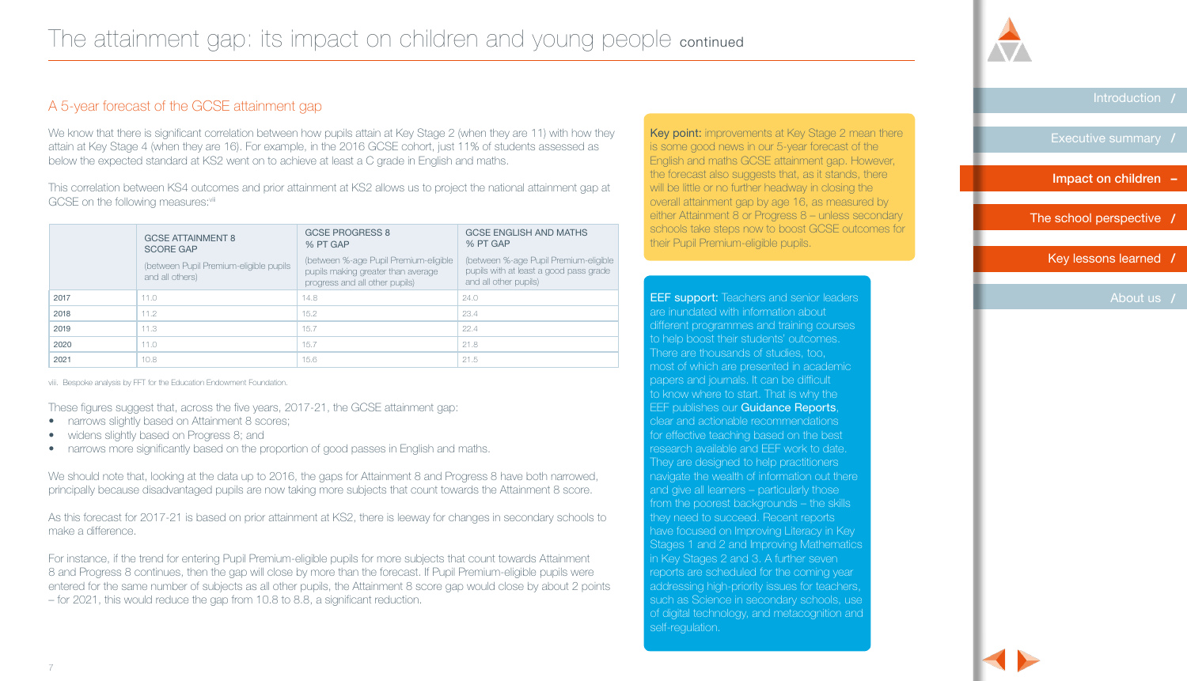# The attainment gap: its impact on children and young people continued

## A 5-year forecast of the GCSE attainment gap

We know that there is significant correlation between how pupils attain at Key Stage 2 (when they are 11) with how they attain at Key Stage 4 (when they are 16). For example, in the 2016 GCSE cohort, just 11% of students assessed as below the expected standard at KS2 went on to achieve at least a C grade in English and maths.

This correlation between KS4 outcomes and prior attainment at KS2 allows us to project the national attainment gap at GCSE on the following measures:[viii]

| | GCSE ATTAINMENT 8 SCORE GAP (between Pupil Premium-eligible pupils and all others) | GCSE PROGRESS 8 % PT GAP (between %-age Pupil Premium-eligible pupils making greater than average progress and all other pupils) | GCSE ENGLISH AND MATHS % PT GAP (between %-age Pupil Premium-eligible pupils with at least a good pass grade and all other pupils) |
|---|---|---|---|
| 2017 | 11.0 | 14.8 | 24.0 |
| 2018 | 11.2 | 15.2 | 23.4 |
| 2019 | 11.3 | 15.7 | 22.4 |
| 2020 | 11.0 | 15.7 | 21.8 |
| 2021 | 10.8 | 15.6 | 21.5 |

viii. Bespoke analysis by FFT for the Education Endowment Foundation.

These figures suggest that, across the five years, 2017-21, the GCSE attainment gap:

- narrows slightly based on Attainment 8 scores;
- widens slightly based on Progress 8; and
- narrows more significantly based on the proportion of good passes in English and maths.

We should note that, looking at the data up to 2016, the gaps for Attainment 8 and Progress 8 have both narrowed, principally because disadvantaged pupils are now taking more subjects that count towards the Attainment 8 score.

As this forecast for 2017-21 is based on prior attainment at KS2, there is leeway for changes in secondary schools to make a difference.

For instance, if the trend for entering Pupil Premium-eligible pupils for more subjects that count towards Attainment 8 and Progress 8 continues, then the gap will close by more than the forecast. If Pupil Premium-eligible pupils were entered for the same number of subjects as all other pupils, the Attainment 8 score gap would close by about 2 points – for 2021, this would reduce the gap from 10.8 to 8.8, a significant reduction.

**Key point:** improvements at Key Stage 2 mean there is some good news in our 5-year forecast of the English and maths GCSE attainment gap. However, the forecast also suggests that, as it stands, there will be little or no further headway in closing the overall attainment gap by age 16, as measured by either Attainment 8 or Progress 8 – unless secondary schools take steps now to boost GCSE outcomes for their Pupil Premium-eligible pupils.

**EEF support:** Teachers and senior leaders are inundated with information about different programmes and training courses to help boost their students' outcomes. There are thousands of studies, too, most of which are presented in academic papers and journals. It can be difficult to know where to start. That is why the EEF publishes our **Guidance Reports**, clear and actionable recommendations for effective teaching based on the best research available and EEF work to date. They are designed to help practitioners navigate the wealth of information out there and give all learners – particularly those from the poorest backgrounds – the skills they need to succeed. Recent reports have focused on Improving Literacy in Key Stages 1 and 2 and Improving Mathematics in Key Stages 2 and 3. A further seven reports are scheduled for the coming year addressing high-priority issues for teachers, such as Science in secondary schools, use of digital technology, and metacognition and self-regulation.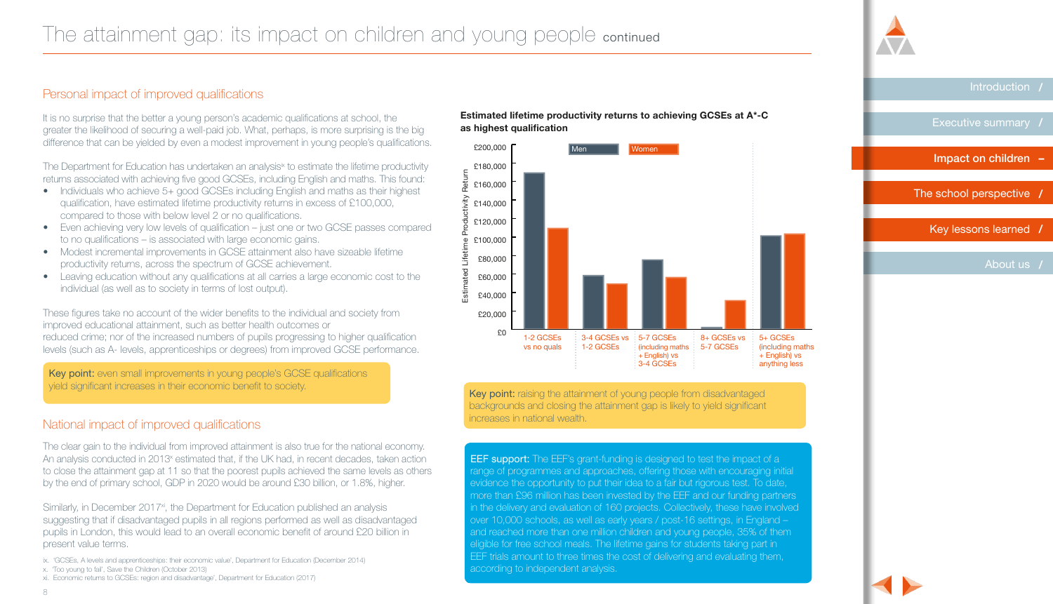# The attainment gap: its impact on children and young people continued

## Personal impact of improved qualifications

It is no surprise that the better a young person's academic qualifications at school, the greater the likelihood of securing a well-paid job. What, perhaps, is more surprising is the big difference that can be yielded by even a modest improvement in young people's qualifications.

The Department for Education has undertaken an analysis[ix] to estimate the lifetime productivity returns associated with achieving five good GCSEs, including English and maths. This found:

- Individuals who achieve 5+ good GCSEs including English and maths as their highest qualification, have estimated lifetime productivity returns in excess of £100,000, compared to those with below level 2 or no qualifications.
- Even achieving very low levels of qualification – just one or two GCSE passes compared to no qualifications – is associated with large economic gains.
- Modest incremental improvements in GCSE attainment also have sizeable lifetime productivity returns, across the spectrum of GCSE achievement.
- Leaving education without any qualifications at all carries a large economic cost to the individual (as well as to society in terms of lost output).

These figures take no account of the wider benefits to the individual and society from improved educational attainment, such as better health outcomes or reduced crime; nor of the increased numbers of pupils progressing to higher qualification levels (such as A- levels, apprenticeships or degrees) from improved GCSE performance.

**Key point:** even small improvements in young people's GCSE qualifications yield significant increases in their economic benefit to society.

## National impact of improved qualifications

The clear gain to the individual from improved attainment is also true for the national economy. An analysis conducted in 2013[x] estimated that, if the UK had, in recent decades, taken action to close the attainment gap at 11 so that the poorest pupils achieved the same levels as others by the end of primary school, GDP in 2020 would be around £30 billion, or 1.8%, higher.

Similarly, in December 2017[xi], the Department for Education published an analysis suggesting that if disadvantaged pupils in all regions performed as well as disadvantaged pupils in London, this would lead to an overall economic benefit of around £20 billion in present value terms.

**Estimated lifetime productivity returns to achieving GCSEs at A*-C as highest qualification**

| Comparison | Men | Women |
|---|---|---|
| 1-2 GCSEs vs no quals | ~£170,000 | ~£110,000 |
| 3-4 GCSEs vs 1-2 GCSEs | ~£59,000 | ~£50,000 |
| 5-7 GCSEs (including maths + English) vs 3-4 GCSEs | ~£76,000 | ~£57,000 |
| 8+ GCSEs vs 5-7 GCSEs | ~£2,000 | ~£32,000 |
| 5+ GCSEs (including maths + English) vs anything less | ~£102,000 | ~£104,000 |

**Key point:** raising the attainment of young people from disadvantaged backgrounds and closing the attainment gap is likely to yield significant increases in national wealth.

**EEF support:** The EEF's grant-funding is designed to test the impact of a range of programmes and approaches, offering those with encouraging initial evidence the opportunity to put their idea to a fair but rigorous test. To date, more than £96 million has been invested by the EEF and our funding partners in the delivery and evaluation of 160 projects. Collectively, these have involved over 10,000 schools, as well as early years / post-16 settings, in England – and reached more than one million children and young people, 35% of them eligible for free school meals. The lifetime gains for students taking part in EEF trials amount to three times the cost of delivering and evaluating them, according to independent analysis.

ix. 'GCSEs, A levels and apprenticeships: their economic value', Department for Education (December 2014)
x. 'Too young to fail', Save the Children (October 2013)
xi. Economic returns to GCSEs: region and disadvantage', Department for Education (2017)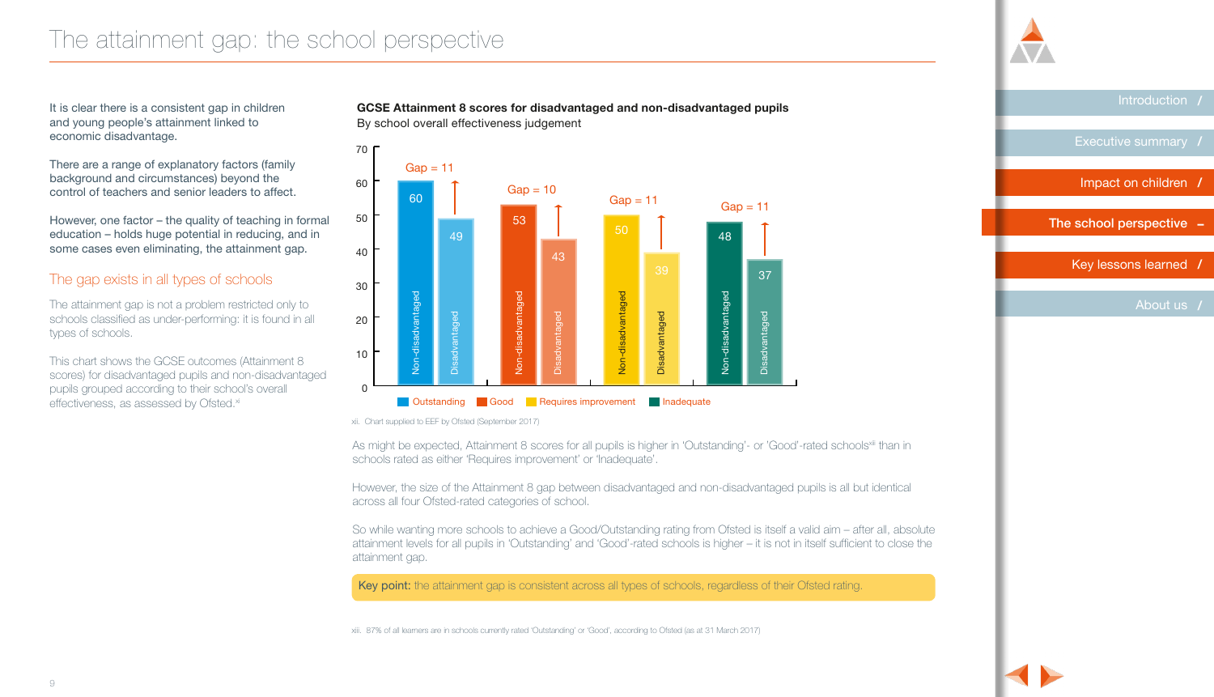# The attainment gap: the school perspective

It is clear there is a consistent gap in children and young people's attainment linked to economic disadvantage.

There are a range of explanatory factors (family background and circumstances) beyond the control of teachers and senior leaders to affect.

However, one factor – the quality of teaching in formal education – holds huge potential in reducing, and in some cases even eliminating, the attainment gap.

## The gap exists in all types of schools

The attainment gap is not a problem restricted only to schools classified as under-performing: it is found in all types of schools.

This chart shows the GCSE outcomes (Attainment 8 scores) for disadvantaged pupils and non-disadvantaged pupils grouped according to their school's overall effectiveness, as assessed by Ofsted.[xi]

**GCSE Attainment 8 scores for disadvantaged and non-disadvantaged pupils**
By school overall effectiveness judgement

| Ofsted judgement | Non-disadvantaged | Disadvantaged | Gap |
|---|---|---|---|
| Outstanding | 60 | 49 | 11 |
| Good | 53 | 43 | 10 |
| Requires improvement | 50 | 39 | 11 |
| Inadequate | 48 | 37 | 11 |

xi. Chart supplied to EEF by Ofsted (September 2017)

As might be expected, Attainment 8 scores for all pupils is higher in 'Outstanding'- or 'Good'-rated schools[xii] than in schools rated as either 'Requires improvement' or 'Inadequate'.

However, the size of the Attainment 8 gap between disadvantaged and non-disadvantaged pupils is all but identical across all four Ofsted-rated categories of school.

So while wanting more schools to achieve a Good/Outstanding rating from Ofsted is itself a valid aim – after all, absolute attainment levels for all pupils in 'Outstanding' and 'Good'-rated schools is higher – it is not in itself sufficient to close the attainment gap.

**Key point:** the attainment gap is consistent across all types of schools, regardless of their Ofsted rating.

xii. 87% of all learners are in schools currently rated 'Outstanding' or 'Good', according to Ofsted (as at 31 March 2017)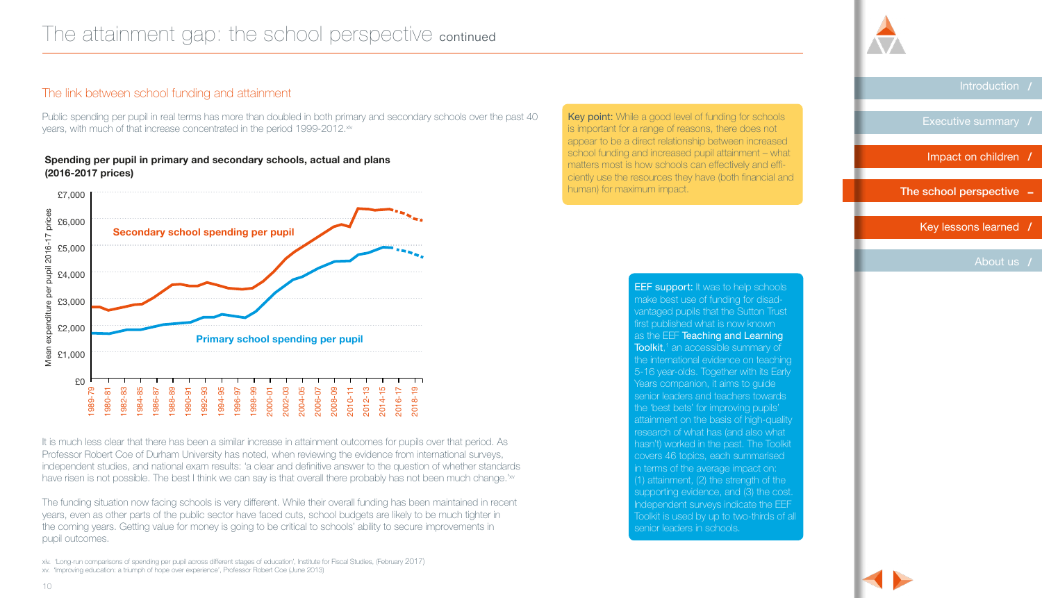# The attainment gap: the school perspective continued

## The link between school funding and attainment

Public spending per pupil in real terms has more than doubled in both primary and secondary schools over the past 40 years, with much of that increase concentrated in the period 1999-2012.[xiv]

**Spending per pupil in primary and secondary schools, actual and plans (2016-2017 prices)**

Mean expenditure per pupil 2016-17 prices

£7,000
£6,000
£5,000
£4,000
£3,000
£2,000
£1,000
£0

Secondary school spending per pupil

Primary school spending per pupil

1989-79, 1980-81, 1982-83, 1984-85, 1986-87, 1988-89, 1990-91, 1992-93, 1994-95, 1996-97, 1998-99, 2000-01, 2002-03, 2004-05, 2006-07, 2008-09, 2010-11, 2012-13, 2014-15, 2016-17, 2018-19

It is much less clear that there has been a similar increase in attainment outcomes for pupils over that period. As Professor Robert Coe of Durham University has noted, when reviewing the evidence from international surveys, independent studies, and national exam results: 'a clear and definitive answer to the question of whether standards have risen is not possible. The best I think we can say is that overall there probably has not been much change.'[xv]

The funding situation now facing schools is very different. While their overall funding has been maintained in recent years, even as other parts of the public sector have faced cuts, school budgets are likely to be much tighter in the coming years. Getting value for money is going to be critical to schools' ability to secure improvements in pupil outcomes.

**Key point:** While a good level of funding for schools is important for a range of reasons, there does not appear to be a direct relationship between increased school funding and increased pupil attainment – what matters most is how schools can effectively and efficiently use the resources they have (both financial and human) for maximum impact.

**EEF support:** It was to help schools make best use of funding for disadvantaged pupils that the Sutton Trust first published what is now known as the EEF **Teaching and Learning Toolkit**,[1] an accessible summary of the international evidence on teaching 5-16 year-olds. Together with its Early Years companion, it aims to guide senior leaders and teachers towards the 'best bets' for improving pupils' attainment on the basis of high-quality research of what has (and also what hasn't) worked in the past. The Toolkit covers 46 topics, each summarised in terms of the average impact on: (1) attainment, (2) the strength of the supporting evidence, and (3) the cost. Independent surveys indicate the EEF Toolkit is used by up to two-thirds of all senior leaders in schools.

xiv. 'Long-run comparisons of spending per pupil across different stages of education', Institute for Fiscal Studies, (February 2017)
xv. 'Improving education: a triumph of hope over experience', Professor Robert Coe (June 2013)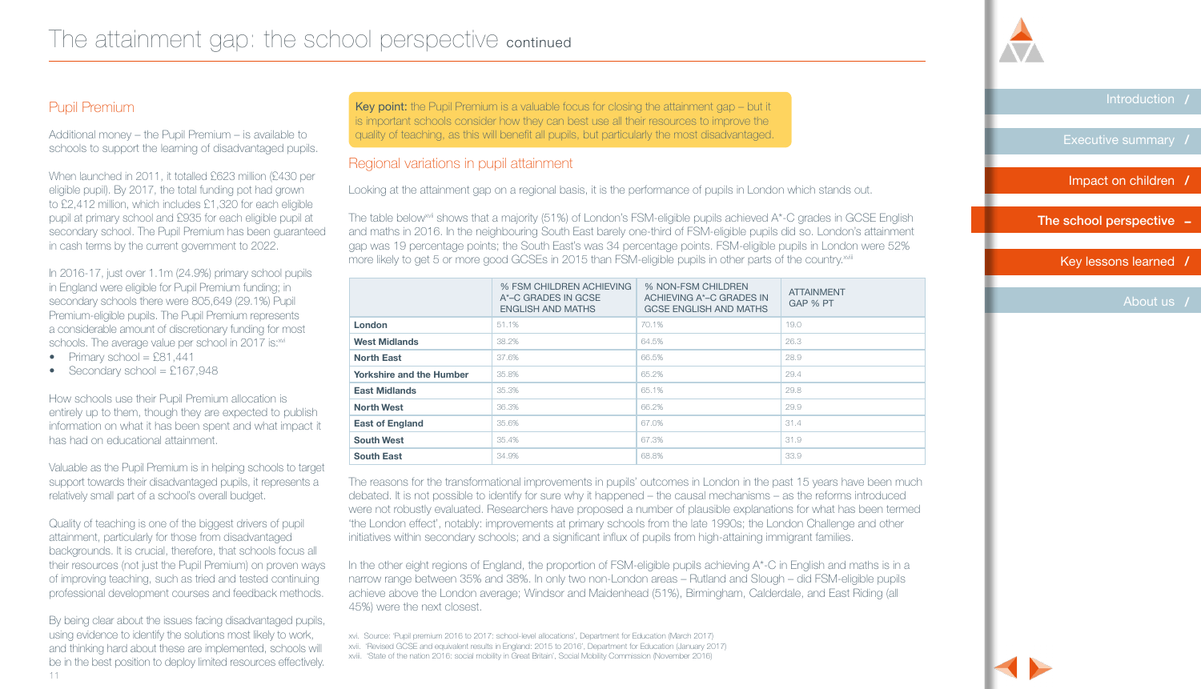# The attainment gap: the school perspective continued

## Pupil Premium

Additional money – the Pupil Premium – is available to schools to support the learning of disadvantaged pupils.

When launched in 2011, it totalled £623 million (£430 per eligible pupil). By 2017, the total funding pot had grown to £2,412 million, which includes £1,320 for each eligible pupil at primary school and £935 for each eligible pupil at secondary school. The Pupil Premium has been guaranteed in cash terms by the current government to 2022.

In 2016-17, just over 1.1m (24.9%) primary school pupils in England were eligible for Pupil Premium funding; in secondary schools there were 805,649 (29.1%) Pupil Premium-eligible pupils. The Pupil Premium represents a considerable amount of discretionary funding for most schools. The average value per school in 2017 is:[xvi]

- Primary school = £81,441
- Secondary school = £167,948

How schools use their Pupil Premium allocation is entirely up to them, though they are expected to publish information on what it has been spent and what impact it has had on educational attainment.

Valuable as the Pupil Premium is in helping schools to target support towards their disadvantaged pupils, it represents a relatively small part of a school's overall budget.

Quality of teaching is one of the biggest drivers of pupil attainment, particularly for those from disadvantaged backgrounds. It is crucial, therefore, that schools focus all their resources (not just the Pupil Premium) on proven ways of improving teaching, such as tried and tested continuing professional development courses and feedback methods.

By being clear about the issues facing disadvantaged pupils, using evidence to identify the solutions most likely to work, and thinking hard about these are implemented, schools will be in the best position to deploy limited resources effectively.

**Key point:** the Pupil Premium is a valuable focus for closing the attainment gap – but it is important schools consider how they can best use all their resources to improve the quality of teaching, as this will benefit all pupils, but particularly the most disadvantaged.

## Regional variations in pupil attainment

Looking at the attainment gap on a regional basis, it is the performance of pupils in London which stands out.

The table below[xvii] shows that a majority (51%) of London's FSM-eligible pupils achieved A*-C grades in GCSE English and maths in 2016. In the neighbouring South East barely one-third of FSM-eligible pupils did so. London's attainment gap was 19 percentage points; the South East's was 34 percentage points. FSM-eligible pupils in London were 52% more likely to get 5 or more good GCSEs in 2015 than FSM-eligible pupils in other parts of the country.[xviii]

| | % FSM CHILDREN ACHIEVING A*–C GRADES IN GCSE ENGLISH AND MATHS | % NON-FSM CHILDREN ACHIEVING A*–C GRADES IN GCSE ENGLISH AND MATHS | ATTAINMENT GAP % PT |
|---|---|---|---|
| **London** | 51.1% | 70.1% | 19.0 |
| **West Midlands** | 38.2% | 64.5% | 26.3 |
| **North East** | 37.6% | 66.5% | 28.9 |
| **Yorkshire and the Humber** | 35.8% | 65.2% | 29.4 |
| **East Midlands** | 35.3% | 65.1% | 29.8 |
| **North West** | 36.3% | 66.2% | 29.9 |
| **East of England** | 35.6% | 67.0% | 31.4 |
| **South West** | 35.4% | 67.3% | 31.9 |
| **South East** | 34.9% | 68.8% | 33.9 |

The reasons for the transformational improvements in pupils' outcomes in London in the past 15 years have been much debated. It is not possible to identify for sure why it happened – the causal mechanisms – as the reforms introduced were not robustly evaluated. Researchers have proposed a number of plausible explanations for what has been termed 'the London effect', notably: improvements at primary schools from the late 1990s; the London Challenge and other initiatives within secondary schools; and a significant influx of pupils from high-attaining immigrant families.

In the other eight regions of England, the proportion of FSM-eligible pupils achieving A*-C in English and maths is in a narrow range between 35% and 38%. In only two non-London areas – Rutland and Slough – did FSM-eligible pupils achieve above the London average; Windsor and Maidenhead (51%), Birmingham, Calderdale, and East Riding (all 45%) were the next closest.

xvi. Source: 'Pupil premium 2016 to 2017: school-level allocations', Department for Education (March 2017)
xvii. 'Revised GCSE and equivalent results in England: 2015 to 2016', Department for Education (January 2017)
xviii. 'State of the nation 2016: social mobility in Great Britain', Social Mobility Commission (November 2016)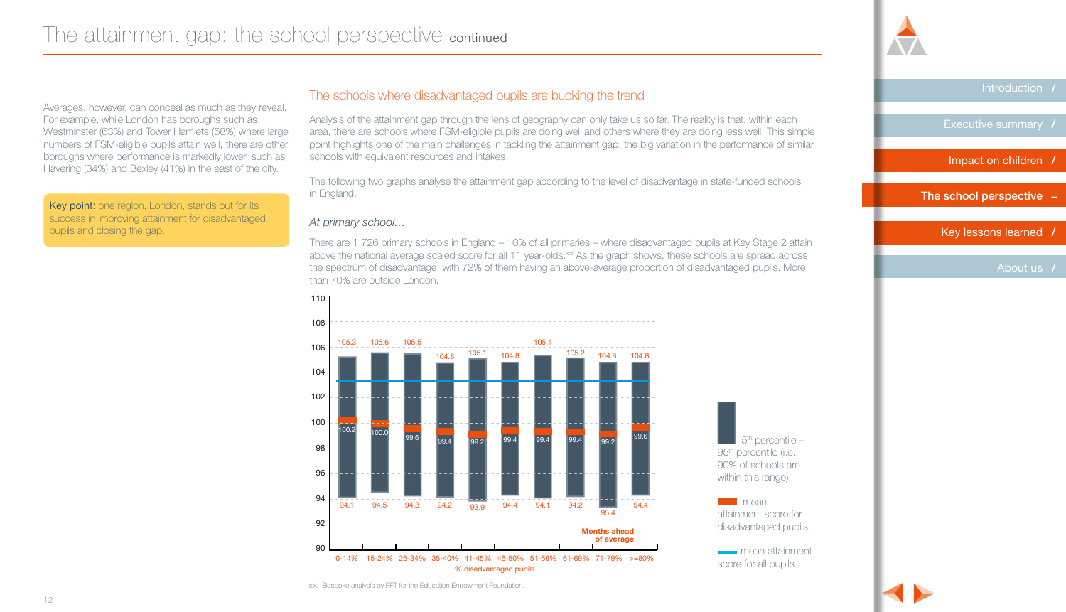# The attainment gap: the school perspective continued

Averages, however, can conceal as much as they reveal. For example, while London has boroughs such as Westminster (63%) and Tower Hamlets (58%) where large numbers of FSM-eligible pupils attain well, there are other boroughs where performance is markedly lower, such as Havering (34%) and Bexley (41%) in the east of the city.

**Key point:** one region, London, stands out for its success in improving attainment for disadvantaged pupils and closing the gap.

## The schools where disadvantaged pupils are bucking the trend

Analysis of the attainment gap through the lens of geography can only take us so far. The reality is that, within each area, there are schools where FSM-eligible pupils are doing well and others where they are doing less well. This simple point highlights one of the main challenges in tackling the attainment gap: the big variation in the performance of similar schools with equivalent resources and intakes.

The following two graphs analyse the attainment gap according to the level of disadvantage in state-funded schools in England.

*At primary school…*

There are 1,726 primary schools in England – 10% of all primaries – where disadvantaged pupils at Key Stage 2 attain above the national average scaled score for all 11 year-olds.[xix] As the graph shows, these schools are spread across the spectrum of disadvantage, with 72% of them having an above-average proportion of disadvantaged pupils. More than 70% are outside London.

| % disadvantaged pupils | 5th percentile | Mean attainment score for disadvantaged pupils | 95th percentile |
| --- | --- | --- | --- |
| 0-14% | 94.1 | 100.2 | 105.3 |
| 15-24% | 94.5 | 100.0 | 105.6 |
| 25-34% | 94.3 | 99.6 | 105.5 |
| 35-40% | 94.2 | 99.4 | 104.8 |
| 41-45% | 93.9 | 99.2 | 105.1 |
| 46-50% | 94.4 | 99.4 | 104.8 |
| 51-59% | 94.1 | 99.4 | 105.4 |
| 61-69% | 94.2 | 99.4 | 105.2 |
| 71-79% | 95.4 | 99.2 | 104.8 |
| >=80% | 94.4 | 99.6 | 104.8 |

Legend: 5th percentile – 95th percentile (i.e., 90% of schools are within this range); mean attainment score for disadvantaged pupils; mean attainment score for all pupils. Months ahead of average.

xix. Bespoke analysis by FFT for the Education Endowment Foundation.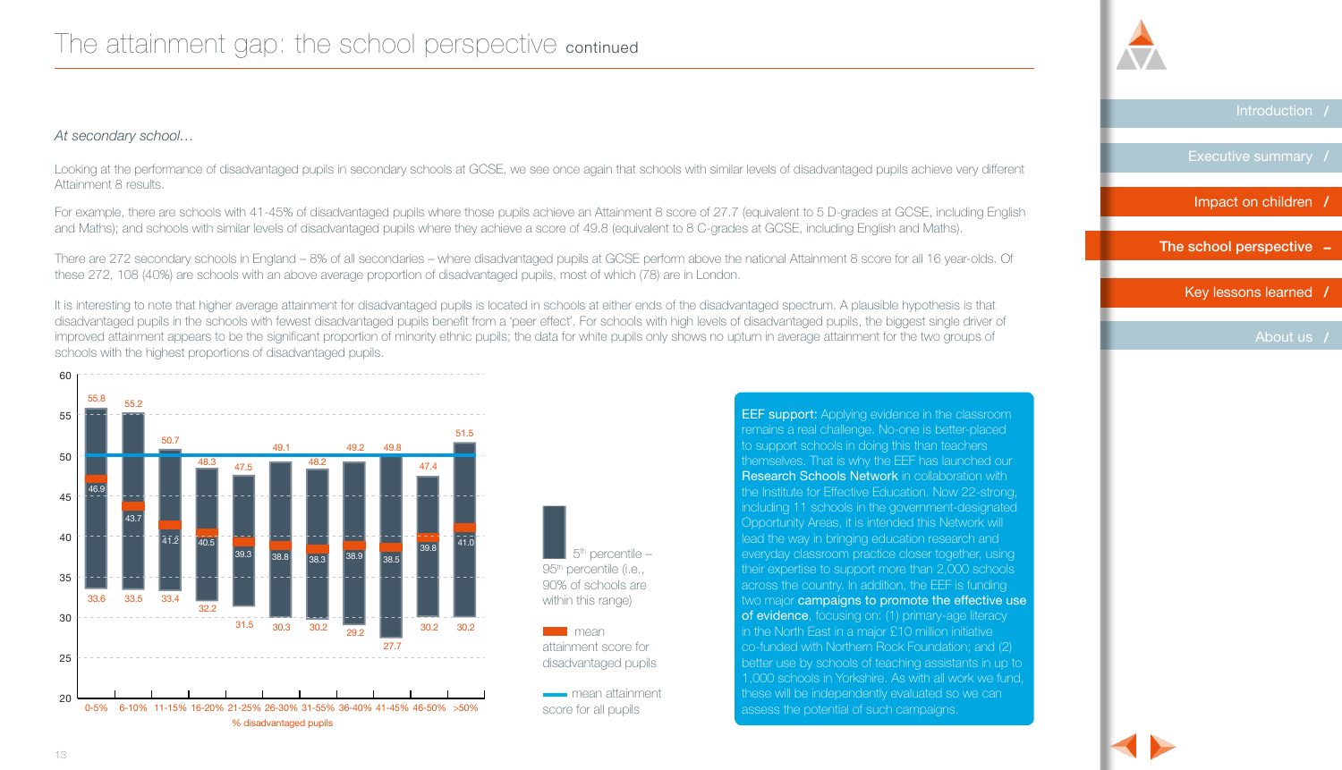# The attainment gap: the school perspective continued

*At secondary school…*

Looking at the performance of disadvantaged pupils in secondary schools at GCSE, we see once again that schools with similar levels of disadvantaged pupils achieve very different Attainment 8 results.

For example, there are schools with 41-45% of disadvantaged pupils where those pupils achieve an Attainment 8 score of 27.7 (equivalent to 5 D-grades at GCSE, including English and Maths); and schools with similar levels of disadvantaged pupils where they achieve a score of 49.8 (equivalent to 8 C-grades at GCSE, including English and Maths).

There are 272 secondary schools in England – 8% of all secondaries – where disadvantaged pupils at GCSE perform above the national Attainment 8 score for all 16 year-olds. Of these 272, 108 (40%) are schools with an above average proportion of disadvantaged pupils, most of which (78) are in London.

It is interesting to note that higher average attainment for disadvantaged pupils is located in schools at either ends of the disadvantaged spectrum. A plausible hypothesis is that disadvantaged pupils in the schools with fewest disadvantaged pupils benefit from a 'peer effect'. For schools with high levels of disadvantaged pupils, the biggest single driver of improved attainment appears to be the significant proportion of minority ethnic pupils; the data for white pupils only shows no upturn in average attainment for the two groups of schools with the highest proportions of disadvantaged pupils.

| % disadvantaged pupils | 5th percentile | 95th percentile | Mean attainment score for disadvantaged pupils |
|---|---|---|---|
| 0-5% | 33.6 | 55.8 | 46.9 |
| 6-10% | 33.5 | 55.2 | 43.7 |
| 11-15% | 33.4 | 50.7 | 41.2 |
| 16-20% | 32.2 | 48.3 | 40.5 |
| 21-25% | 31.5 | 47.5 | 39.3 |
| 26-30% | 30.3 | 49.1 | 38.8 |
| 31-35% | 30.2 | 48.2 | 38.3 |
| 36-40% | 29.2 | 49.2 | 38.9 |
| 41-45% | 27.7 | 49.8 | 38.5 |
| 46-50% | 30.2 | 47.4 | 39.8 |
| >50% | 30.2 | 51.5 | 41.0 |

5th percentile – 95th percentile (i.e., 90% of schools are within this range)

mean attainment score for disadvantaged pupils

mean attainment score for all pupils

**EEF support:** Applying evidence in the classroom remains a real challenge. No-one is better-placed to support schools in doing this than teachers themselves. That is why the EEF has launched our **Research Schools Network** in collaboration with the Institute for Effective Education. Now 22-strong, including 11 schools in the government-designated Opportunity Areas, it is intended this Network will lead the way in bringing education research and everyday classroom practice closer together, using their expertise to support more than 2,000 schools across the country. In addition, the EEF is funding two major **campaigns to promote the effective use of evidence**, focusing on: (1) primary-age literacy in the North East in a major £10 million initiative co-funded with Northern Rock Foundation; and (2) better use by schools of teaching assistants in up to 1,000 schools in Yorkshire. As with all work we fund, these will be independently evaluated so we can assess the potential of such campaigns.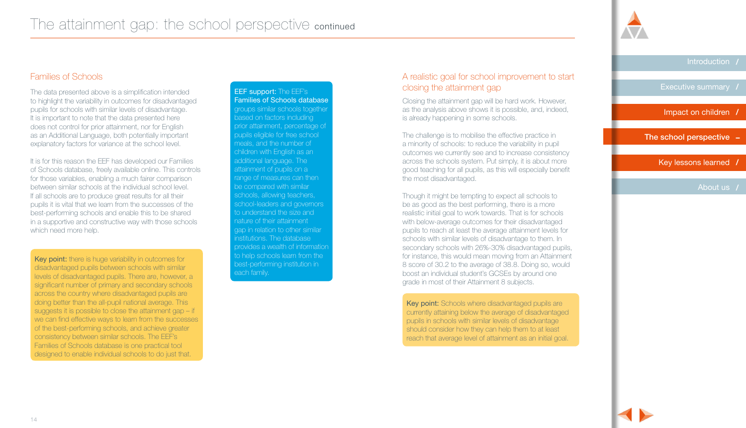# The attainment gap: the school perspective continued

## Families of Schools

The data presented above is a simplification intended to highlight the variability in outcomes for disadvantaged pupils for schools with similar levels of disadvantage. It is important to note that the data presented here does not control for prior attainment, nor for English as an Additional Language, both potentially important explanatory factors for variance at the school level.

It is for this reason the EEF has developed our Families of Schools database, freely available online. This controls for those variables, enabling a much fairer comparison between similar schools at the individual school level. If all schools are to produce great results for all their pupils it is vital that we learn from the successes of the best-performing schools and enable this to be shared in a supportive and constructive way with those schools which need more help.

**Key point:** there is huge variability in outcomes for disadvantaged pupils between schools with similar levels of disadvantaged pupils. There are, however, a significant number of primary and secondary schools across the country where disadvantaged pupils are doing better than the all-pupil national average. This suggests it is possible to close the attainment gap – if we can find effective ways to learn from the successes of the best-performing schools, and achieve greater consistency between similar schools. The EEF's Families of Schools database is one practical tool designed to enable individual schools to do just that.

**EEF support:** The EEF's **Families of Schools database** groups similar schools together based on factors including prior attainment, percentage of pupils eligible for free school meals, and the number of children with English as an additional language. The attainment of pupils on a range of measures can then be compared with similar schools, allowing teachers, school-leaders and governors to understand the size and nature of their attainment gap in relation to other similar institutions. The database provides a wealth of information to help schools learn from the best-performing institution in each family.

## A realistic goal for school improvement to start closing the attainment gap

Closing the attainment gap will be hard work. However, as the analysis above shows it is possible, and, indeed, is already happening in some schools.

The challenge is to mobilise the effective practice in a minority of schools: to reduce the variability in pupil outcomes we currently see and to increase consistency across the schools system. Put simply, it is about more good teaching for all pupils, as this will especially benefit the most disadvantaged.

Though it might be tempting to expect all schools to be as good as the best performing, there is a more realistic initial goal to work towards. That is for schools with below-average outcomes for their disadvantaged pupils to reach at least the average attainment levels for schools with similar levels of disadvantage to them. In secondary schools with 26%-30% disadvantaged pupils, for instance, this would mean moving from an Attainment 8 score of 30.2 to the average of 38.8. Doing so, would boost an individual student's GCSEs by around one grade in most of their Attainment 8 subjects.

**Key point:** Schools where disadvantaged pupils are currently attaining below the average of disadvantaged pupils in schools with similar levels of disadvantage should consider how they can help them to at least reach that average level of attainment as an initial goal.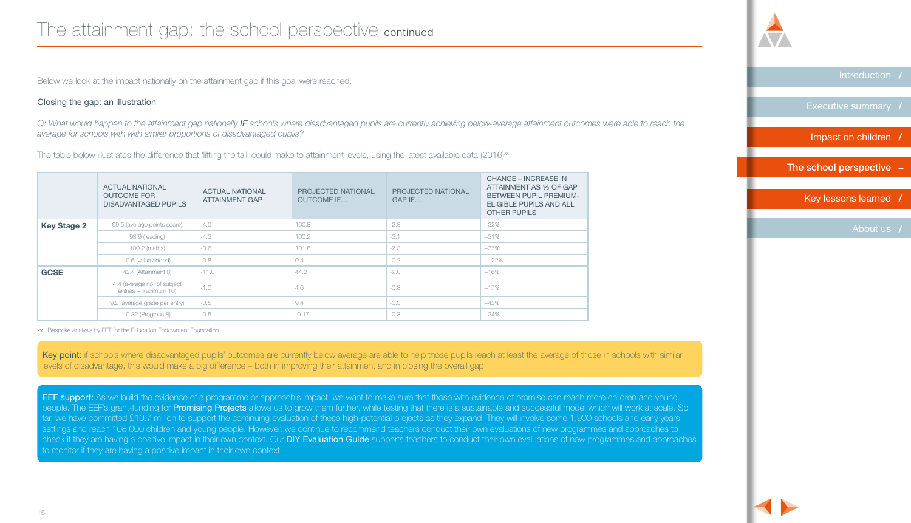# The attainment gap: the school perspective continued

Below we look at the impact nationally on the attainment gap if this goal were reached.

Closing the gap: an illustration

*Q: What would happen to the attainment gap nationally **IF** schools where disadvantaged pupils are currently achieving below-average attainment outcomes were able to reach the average for schools with with similar proportions of disadvantaged pupils?*

The table below illustrates the difference that 'lifting the tail' could make to attainment levels, using the latest available data (2016)[xx]:

| | ACTUAL NATIONAL OUTCOME FOR DISADVANTAGED PUPILS | ACTUAL NATIONAL ATTAINMENT GAP | PROJECTED NATIONAL OUTCOME IF… | PROJECTED NATIONAL GAP IF… | CHANGE – INCREASE IN ATTAINMENT AS % OF GAP BETWEEN PUPIL PREMIUM-ELIGIBLE PUPILS AND ALL OTHER PUPILS |
|---|---|---|---|---|---|
| **Key Stage 2** | 99.5 (average points score) | -4.0 | 100.8 | -2.8 | +32% |
| | 98.9 (reading) | -4.3 | 100.2 | -3.1 | +31% |
| | 100.2 (maths) | -3.6 | 101.6 | -2.3 | +37% |
| | -0.6 (value added) | -0.8 | 0.4 | -0.2 | +122% |
| **GCSE** | 42.4 (Attainment 8) | -11.0 | 44.2 | -9.0 | +16% |
| | 4.4 (average no. of subject entries – maximum 10) | -1.0 | 4.6 | -0.8 | +17% |
| | 9.2 (average grade per entry) | -0.5 | 9.4 | -0.3 | +42% |
| | -0.32 (Progress 8) | -0.5 | -0.17 | -0.3 | +34% |

xx. Bespoke analysis by FFT for the Education Endowment Foundation.

**Key point:** if schools where disadvantaged pupils' outcomes are currently below average are able to help those pupils reach at least the average of those in schools with similar levels of disadvantage, this would make a big difference – both in improving their attainment and in closing the overall gap.

**EEF support:** As we build the evidence of a programme or approach's impact, we want to make sure that those with evidence of promise can reach more children and young people. The EEF's grant-funding for **Promising Projects** allows us to grow them further, while testing that there is a sustainable and successful model which will work at scale. So far, we have committed £10.7 million to support the continuing evaluation of these high-potential projects as they expand. They will involve some 1,900 schools and early years settings and reach 108,000 children and young people. However, we continue to recommend teachers conduct their own evaluations of new programmes and approaches to check if they are having a positive impact in their own context. Our **DIY Evaluation Guide** supports teachers to conduct their own evaluations of new programmes and approaches to monitor if they are having a positive impact in their own context.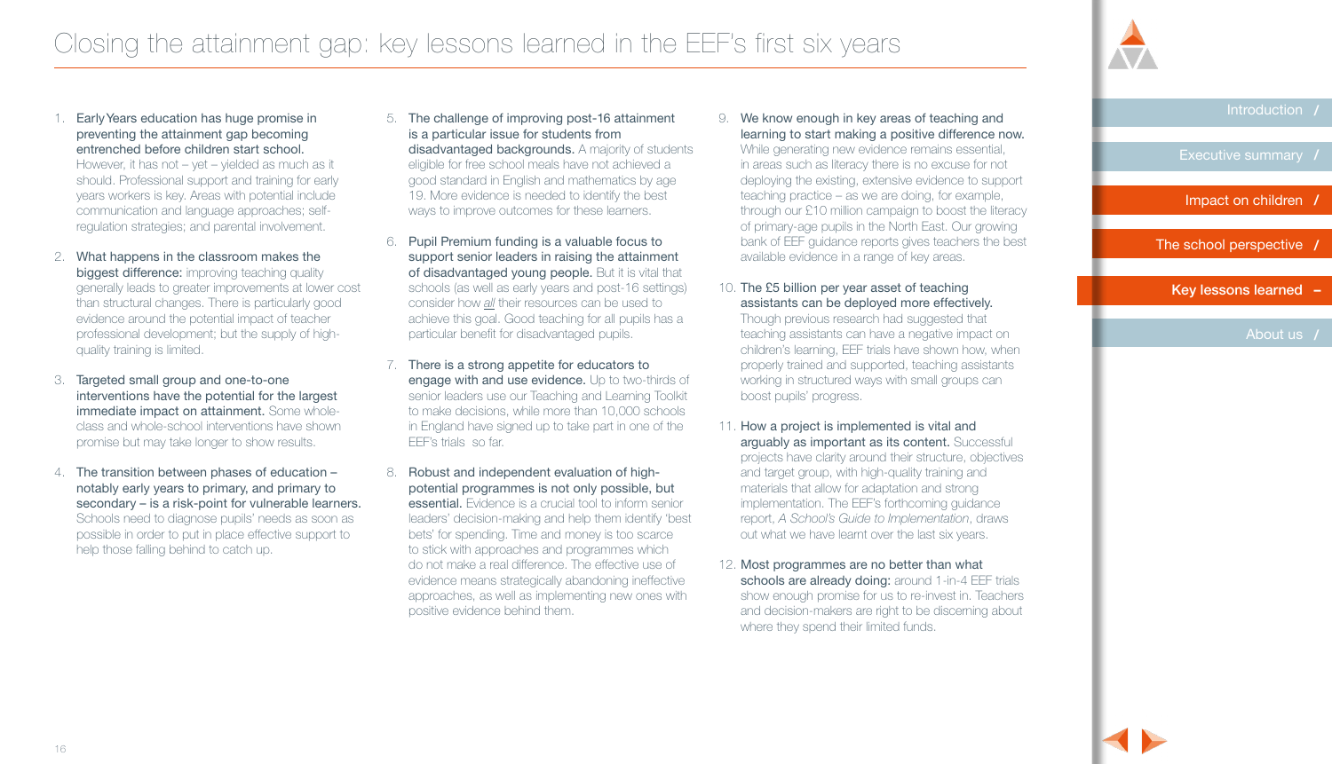# Closing the attainment gap: key lessons learned in the EEF's first six years

1. **Early Years education has huge promise in preventing the attainment gap becoming entrenched before children start school.** However, it has not – yet – yielded as much as it should. Professional support and training for early years workers is key. Areas with potential include communication and language approaches; self-regulation strategies; and parental involvement.

2. **What happens in the classroom makes the biggest difference:** improving teaching quality generally leads to greater improvements at lower cost than structural changes. There is particularly good evidence around the potential impact of teacher professional development; but the supply of high-quality training is limited.

3. **Targeted small group and one-to-one interventions have the potential for the largest immediate impact on attainment.** Some whole-class and whole-school interventions have shown promise but may take longer to show results.

4. **The transition between phases of education – notably early years to primary, and primary to secondary – is a risk-point for vulnerable learners.** Schools need to diagnose pupils' needs as soon as possible in order to put in place effective support to help those falling behind to catch up.

5. **The challenge of improving post-16 attainment is a particular issue for students from disadvantaged backgrounds.** A majority of students eligible for free school meals have not achieved a good standard in English and mathematics by age 19. More evidence is needed to identify the best ways to improve outcomes for these learners.

6. **Pupil Premium funding is a valuable focus to support senior leaders in raising the attainment of disadvantaged young people.** But it is vital that schools (as well as early years and post-16 settings) consider how *all* their resources can be used to achieve this goal. Good teaching for all pupils has a particular benefit for disadvantaged pupils.

7. **There is a strong appetite for educators to engage with and use evidence.** Up to two-thirds of senior leaders use our Teaching and Learning Toolkit to make decisions, while more than 10,000 schools in England have signed up to take part in one of the EEF's trials so far.

8. **Robust and independent evaluation of high-potential programmes is not only possible, but essential.** Evidence is a crucial tool to inform senior leaders' decision-making and help them identify 'best bets' for spending. Time and money is too scarce to stick with approaches and programmes which do not make a real difference. The effective use of evidence means strategically abandoning ineffective approaches, as well as implementing new ones with positive evidence behind them.

9. **We know enough in key areas of teaching and learning to start making a positive difference now.** While generating new evidence remains essential, in areas such as literacy there is no excuse for not deploying the existing, extensive evidence to support teaching practice – as we are doing, for example, through our £10 million campaign to boost the literacy of primary-age pupils in the North East. Our growing bank of EEF guidance reports gives teachers the best available evidence in a range of key areas.

10. **The £5 billion per year asset of teaching assistants can be deployed more effectively.** Though previous research had suggested that teaching assistants can have a negative impact on children's learning, EEF trials have shown how, when properly trained and supported, teaching assistants working in structured ways with small groups can boost pupils' progress.

11. **How a project is implemented is vital and arguably as important as its content.** Successful projects have clarity around their structure, objectives and target group, with high-quality training and materials that allow for adaptation and strong implementation. The EEF's forthcoming guidance report, *A School's Guide to Implementation*, draws out what we have learnt over the last six years.

12. **Most programmes are no better than what schools are already doing:** around 1-in-4 EEF trials show enough promise for us to re-invest in. Teachers and decision-makers are right to be discerning about where they spend their limited funds.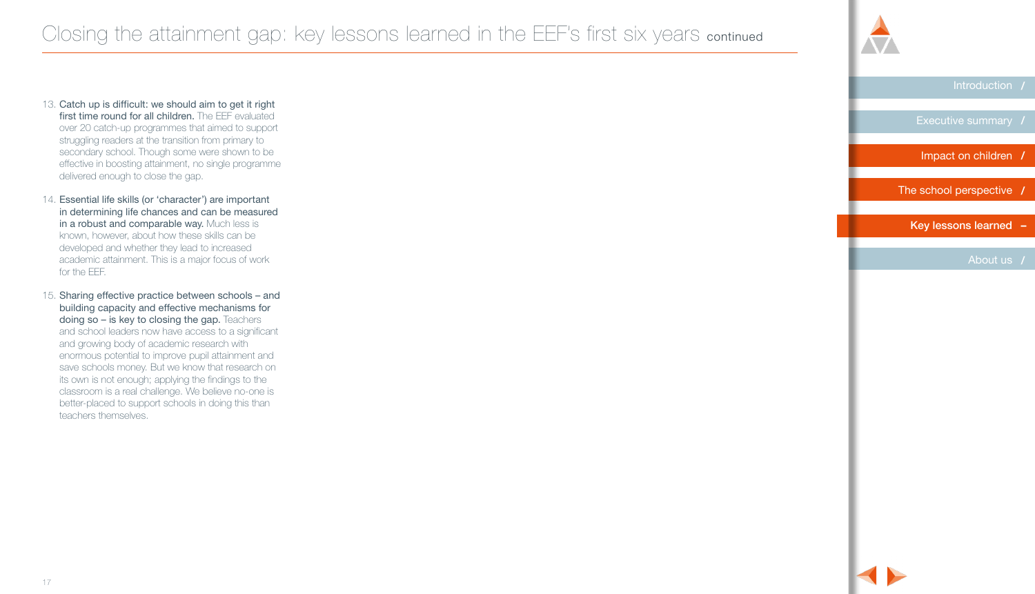# Closing the attainment gap: key lessons learned in the EEF's first six years continued

13. **Catch up is difficult: we should aim to get it right first time round for all children.** The EEF evaluated over 20 catch-up programmes that aimed to support struggling readers at the transition from primary to secondary school. Though some were shown to be effective in boosting attainment, no single programme delivered enough to close the gap.

14. **Essential life skills (or 'character') are important in determining life chances and can be measured in a robust and comparable way.** Much less is known, however, about how these skills can be developed and whether they lead to increased academic attainment. This is a major focus of work for the EEF.

15. **Sharing effective practice between schools – and building capacity and effective mechanisms for doing so – is key to closing the gap.** Teachers and school leaders now have access to a significant and growing body of academic research with enormous potential to improve pupil attainment and save schools money. But we know that research on its own is not enough; applying the findings to the classroom is a real challenge. We believe no-one is better-placed to support schools in doing this than teachers themselves.